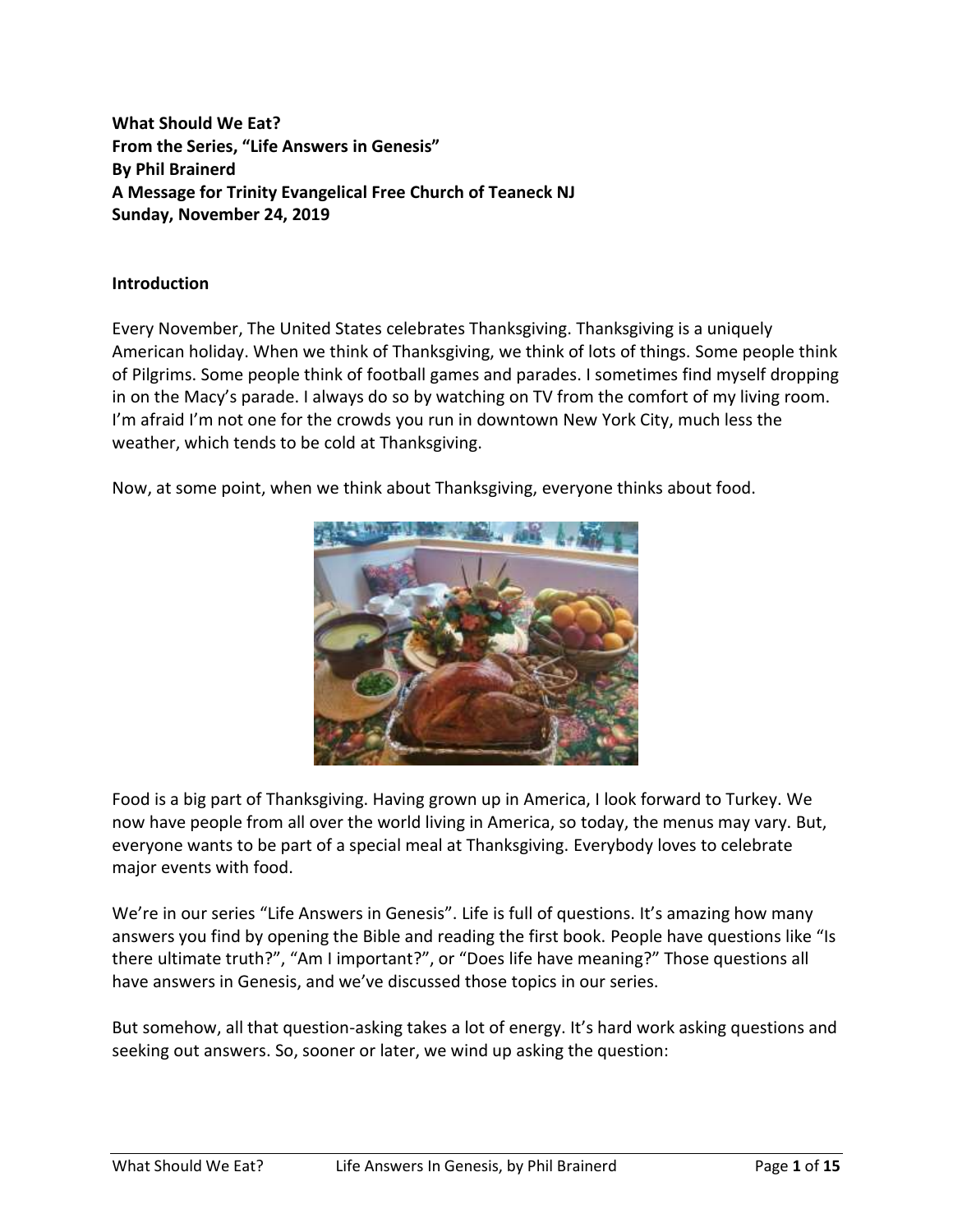**What Should We Eat?**
**From the Series, "Life Answers in Genesis"**
**By Phil Brainerd**
**A Message for Trinity Evangelical Free Church of Teaneck NJ**
**Sunday, November 24, 2019**

**Introduction**

Every November, The United States celebrates Thanksgiving. Thanksgiving is a uniquely American holiday. When we think of Thanksgiving, we think of lots of things. Some people think of Pilgrims. Some people think of football games and parades. I sometimes find myself dropping in on the Macy's parade. I always do so by watching on TV from the comfort of my living room. I'm afraid I'm not one for the crowds you run in downtown New York City, much less the weather, which tends to be cold at Thanksgiving.

Now, at some point, when we think about Thanksgiving, everyone thinks about food.

Food is a big part of Thanksgiving. Having grown up in America, I look forward to Turkey. We now have people from all over the world living in America, so today, the menus may vary. But, everyone wants to be part of a special meal at Thanksgiving. Everybody loves to celebrate major events with food.

We're in our series "Life Answers in Genesis". Life is full of questions. It's amazing how many answers you find by opening the Bible and reading the first book. People have questions like "Is there ultimate truth?", "Am I important?", or "Does life have meaning?" Those questions all have answers in Genesis, and we've discussed those topics in our series.

But somehow, all that question-asking takes a lot of energy. It's hard work asking questions and seeking out answers. So, sooner or later, we wind up asking the question: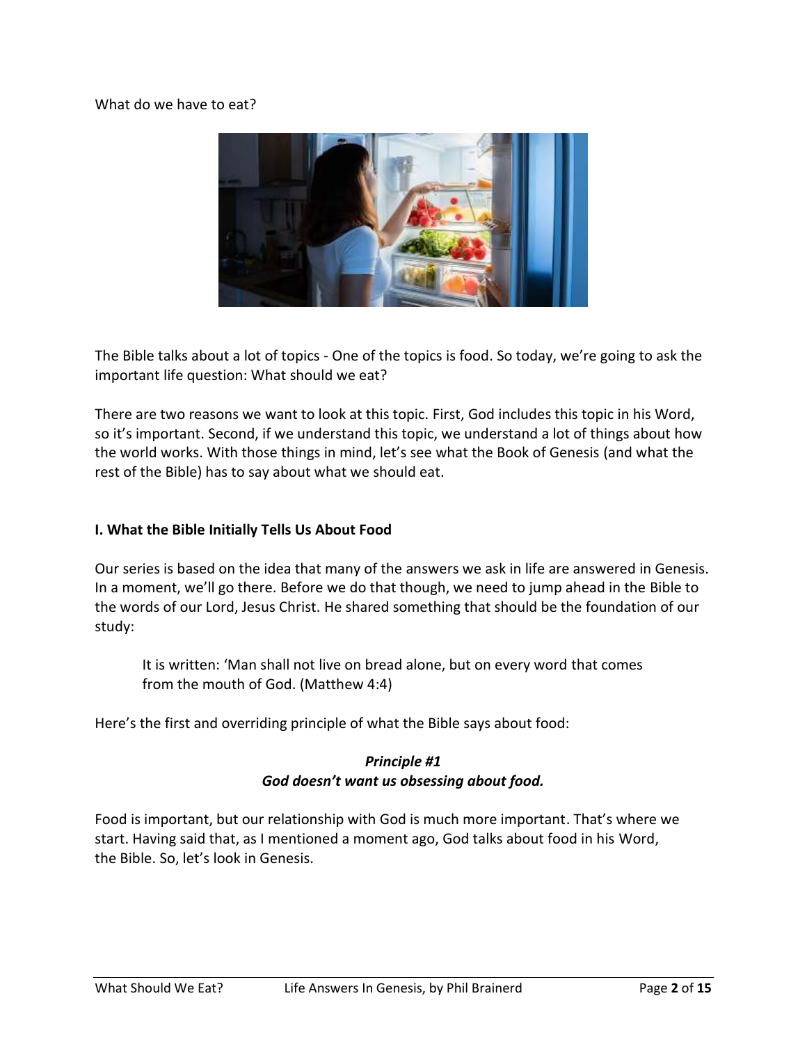What do we have to eat?

The Bible talks about a lot of topics - One of the topics is food. So today, we're going to ask the important life question: What should we eat?

There are two reasons we want to look at this topic. First, God includes this topic in his Word, so it's important. Second, if we understand this topic, we understand a lot of things about how the world works. With those things in mind, let's see what the Book of Genesis (and what the rest of the Bible) has to say about what we should eat.

## I. What the Bible Initially Tells Us About Food

Our series is based on the idea that many of the answers we ask in life are answered in Genesis. In a moment, we'll go there. Before we do that though, we need to jump ahead in the Bible to the words of our Lord, Jesus Christ. He shared something that should be the foundation of our study:

> It is written: 'Man shall not live on bread alone, but on every word that comes from the mouth of God. (Matthew 4:4)

Here's the first and overriding principle of what the Bible says about food:

***Principle #1***
***God doesn't want us obsessing about food.***

Food is important, but our relationship with God is much more important. That's where we start. Having said that, as I mentioned a moment ago, God talks about food in his Word, the Bible. So, let's look in Genesis.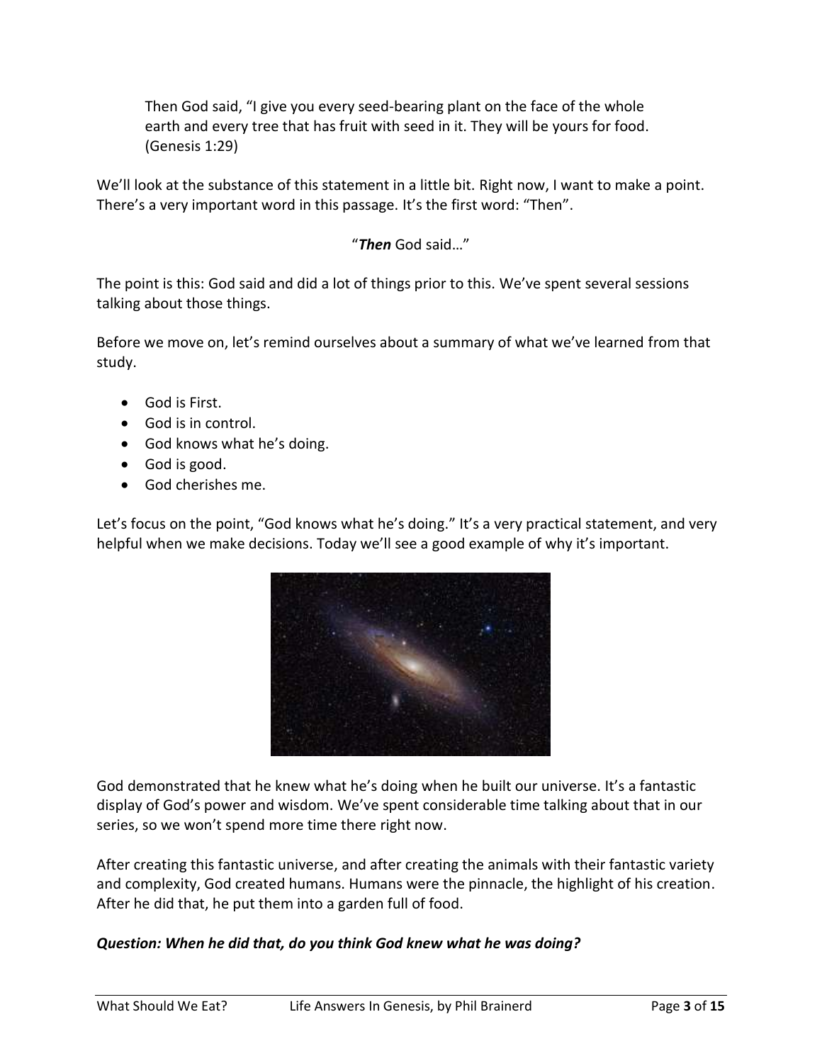> Then God said, "I give you every seed-bearing plant on the face of the whole earth and every tree that has fruit with seed in it. They will be yours for food. (Genesis 1:29)

We'll look at the substance of this statement in a little bit. Right now, I want to make a point. There's a very important word in this passage. It's the first word: "Then".

"***Then*** God said…"

The point is this: God said and did a lot of things prior to this. We've spent several sessions talking about those things.

Before we move on, let's remind ourselves about a summary of what we've learned from that study.

- God is First.
- God is in control.
- God knows what he's doing.
- God is good.
- God cherishes me.

Let's focus on the point, "God knows what he's doing." It's a very practical statement, and very helpful when we make decisions. Today we'll see a good example of why it's important.

God demonstrated that he knew what he's doing when he built our universe. It's a fantastic display of God's power and wisdom. We've spent considerable time talking about that in our series, so we won't spend more time there right now.

After creating this fantastic universe, and after creating the animals with their fantastic variety and complexity, God created humans. Humans were the pinnacle, the highlight of his creation. After he did that, he put them into a garden full of food.

***Question: When he did that, do you think God knew what he was doing?***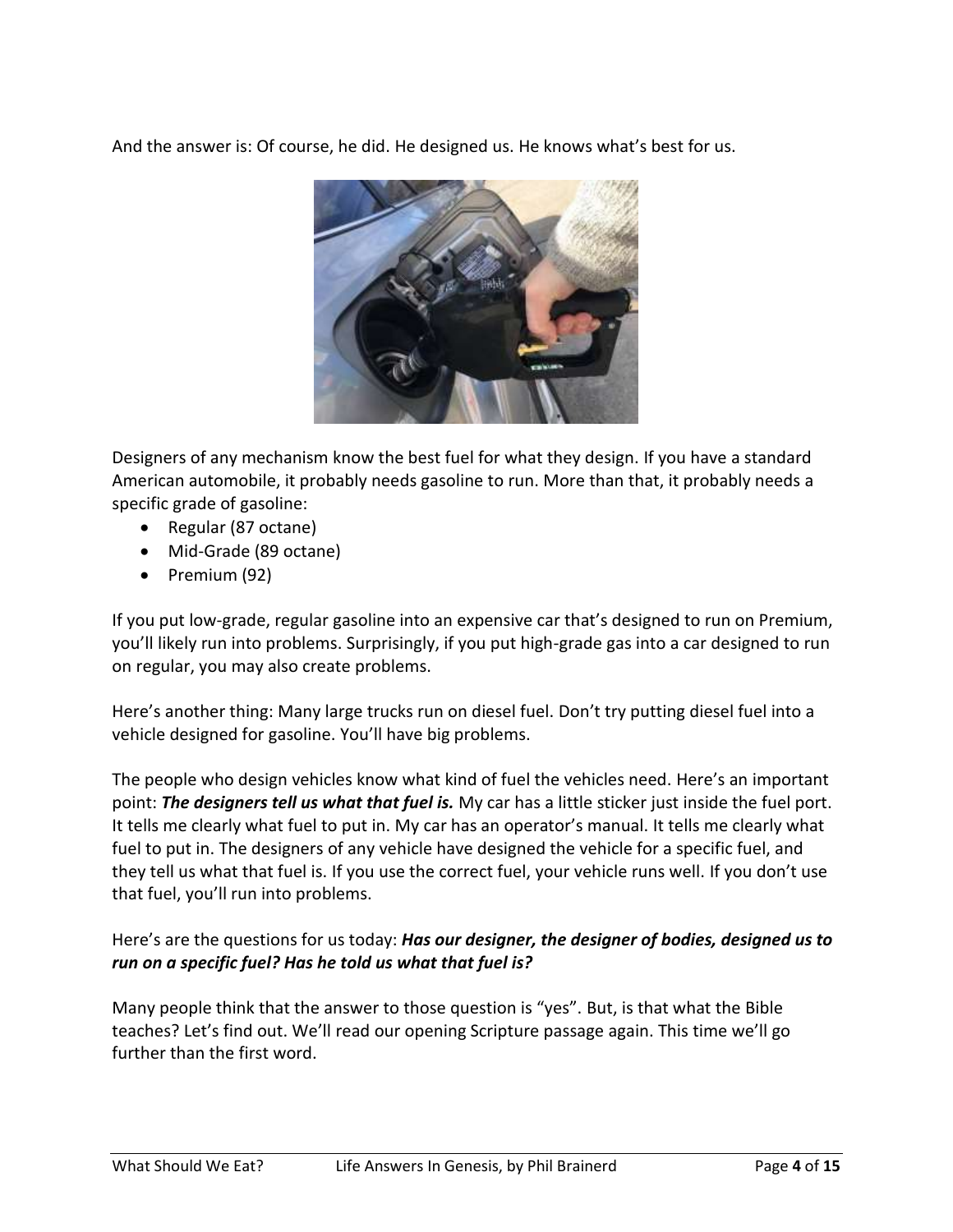And the answer is: Of course, he did. He designed us. He knows what's best for us.

Designers of any mechanism know the best fuel for what they design. If you have a standard American automobile, it probably needs gasoline to run. More than that, it probably needs a specific grade of gasoline:

- Regular (87 octane)
- Mid-Grade (89 octane)
- Premium (92)

If you put low-grade, regular gasoline into an expensive car that's designed to run on Premium, you'll likely run into problems. Surprisingly, if you put high-grade gas into a car designed to run on regular, you may also create problems.

Here's another thing: Many large trucks run on diesel fuel. Don't try putting diesel fuel into a vehicle designed for gasoline. You'll have big problems.

The people who design vehicles know what kind of fuel the vehicles need. Here's an important point: ***The designers tell us what that fuel is.*** My car has a little sticker just inside the fuel port. It tells me clearly what fuel to put in. My car has an operator's manual. It tells me clearly what fuel to put in. The designers of any vehicle have designed the vehicle for a specific fuel, and they tell us what that fuel is. If you use the correct fuel, your vehicle runs well. If you don't use that fuel, you'll run into problems.

Here's are the questions for us today: ***Has our designer, the designer of bodies, designed us to run on a specific fuel? Has he told us what that fuel is?***

Many people think that the answer to those question is "yes". But, is that what the Bible teaches? Let's find out. We'll read our opening Scripture passage again. This time we'll go further than the first word.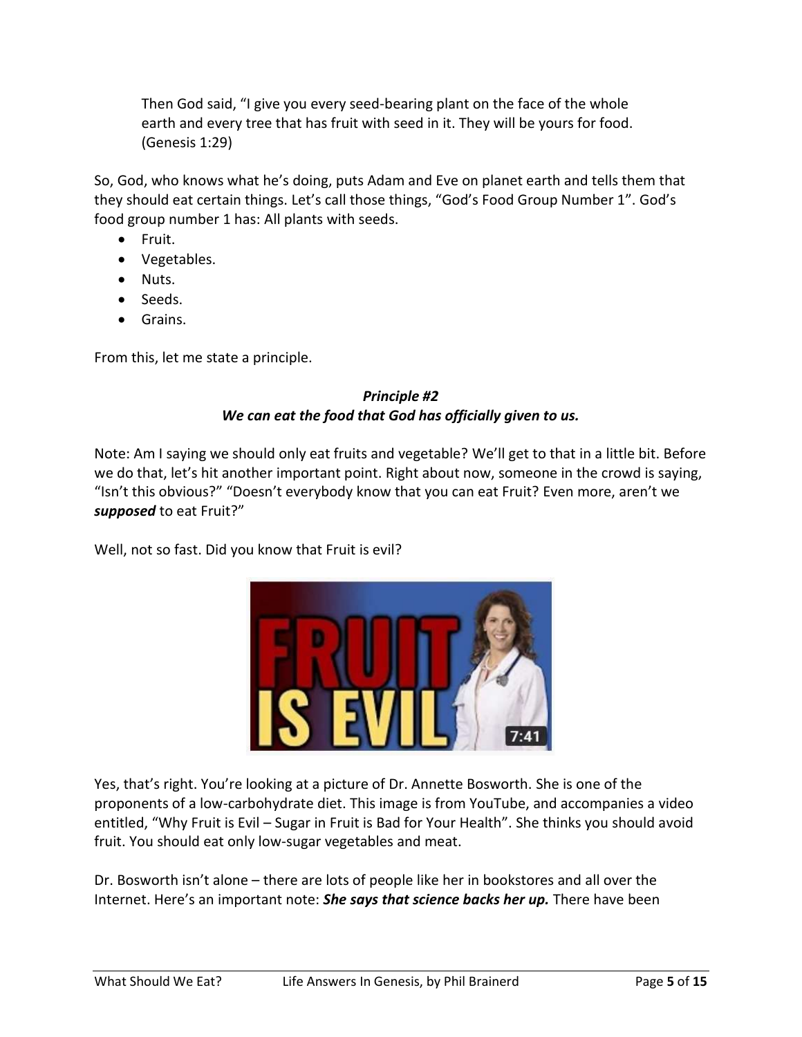> Then God said, "I give you every seed-bearing plant on the face of the whole earth and every tree that has fruit with seed in it. They will be yours for food. (Genesis 1:29)

So, God, who knows what he's doing, puts Adam and Eve on planet earth and tells them that they should eat certain things. Let's call those things, "God's Food Group Number 1". God's food group number 1 has: All plants with seeds.

- Fruit.
- Vegetables.
- Nuts.
- Seeds.
- Grains.

From this, let me state a principle.

***Principle #2***
***We can eat the food that God has officially given to us.***

Note: Am I saying we should only eat fruits and vegetable? We'll get to that in a little bit. Before we do that, let's hit another important point. Right about now, someone in the crowd is saying, "Isn't this obvious?" "Doesn't everybody know that you can eat Fruit? Even more, aren't we ***supposed*** to eat Fruit?"

Well, not so fast. Did you know that Fruit is evil?

Yes, that's right. You're looking at a picture of Dr. Annette Bosworth. She is one of the proponents of a low-carbohydrate diet. This image is from YouTube, and accompanies a video entitled, "Why Fruit is Evil – Sugar in Fruit is Bad for Your Health". She thinks you should avoid fruit. You should eat only low-sugar vegetables and meat.

Dr. Bosworth isn't alone – there are lots of people like her in bookstores and all over the Internet. Here's an important note: ***She says that science backs her up.*** There have been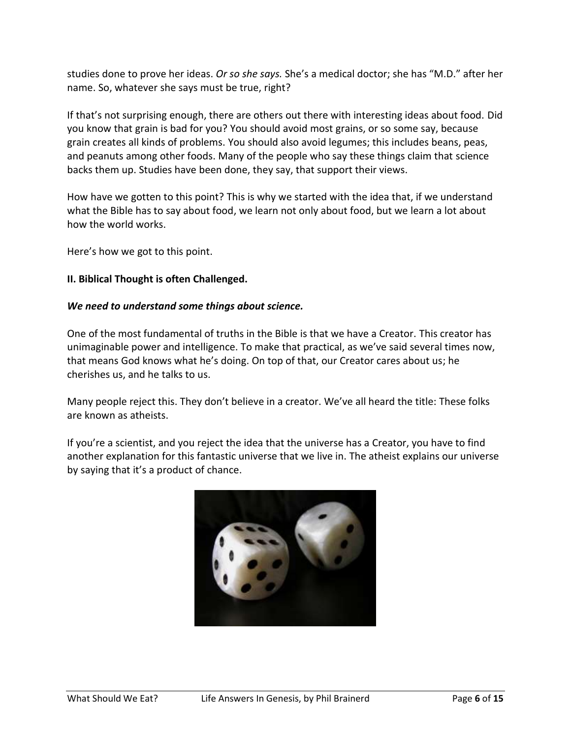studies done to prove her ideas. *Or so she says.* She's a medical doctor; she has "M.D." after her name. So, whatever she says must be true, right?

If that's not surprising enough, there are others out there with interesting ideas about food. Did you know that grain is bad for you? You should avoid most grains, or so some say, because grain creates all kinds of problems. You should also avoid legumes; this includes beans, peas, and peanuts among other foods. Many of the people who say these things claim that science backs them up. Studies have been done, they say, that support their views.

How have we gotten to this point? This is why we started with the idea that, if we understand what the Bible has to say about food, we learn not only about food, but we learn a lot about how the world works.

Here's how we got to this point.

## II. Biblical Thought is often Challenged.

***We need to understand some things about science.***

One of the most fundamental of truths in the Bible is that we have a Creator. This creator has unimaginable power and intelligence. To make that practical, as we've said several times now, that means God knows what he's doing. On top of that, our Creator cares about us; he cherishes us, and he talks to us.

Many people reject this. They don't believe in a creator. We've all heard the title: These folks are known as atheists.

If you're a scientist, and you reject the idea that the universe has a Creator, you have to find another explanation for this fantastic universe that we live in. The atheist explains our universe by saying that it's a product of chance.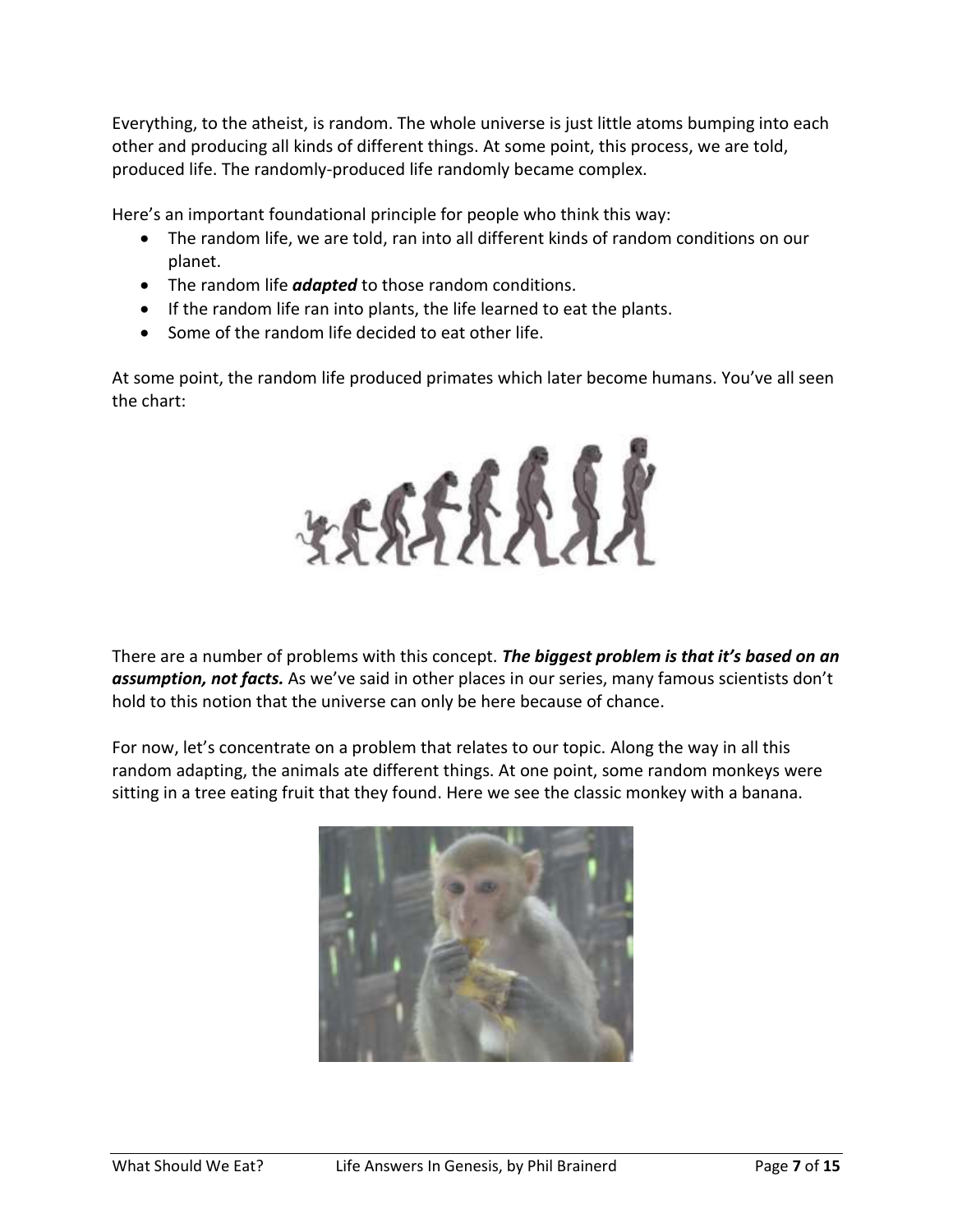Everything, to the atheist, is random. The whole universe is just little atoms bumping into each other and producing all kinds of different things. At some point, this process, we are told, produced life. The randomly-produced life randomly became complex.

Here's an important foundational principle for people who think this way:

- The random life, we are told, ran into all different kinds of random conditions on our planet.
- The random life ***adapted*** to those random conditions.
- If the random life ran into plants, the life learned to eat the plants.
- Some of the random life decided to eat other life.

At some point, the random life produced primates which later become humans. You've all seen the chart:

There are a number of problems with this concept. ***The biggest problem is that it's based on an assumption, not facts.*** As we've said in other places in our series, many famous scientists don't hold to this notion that the universe can only be here because of chance.

For now, let's concentrate on a problem that relates to our topic. Along the way in all this random adapting, the animals ate different things. At one point, some random monkeys were sitting in a tree eating fruit that they found. Here we see the classic monkey with a banana.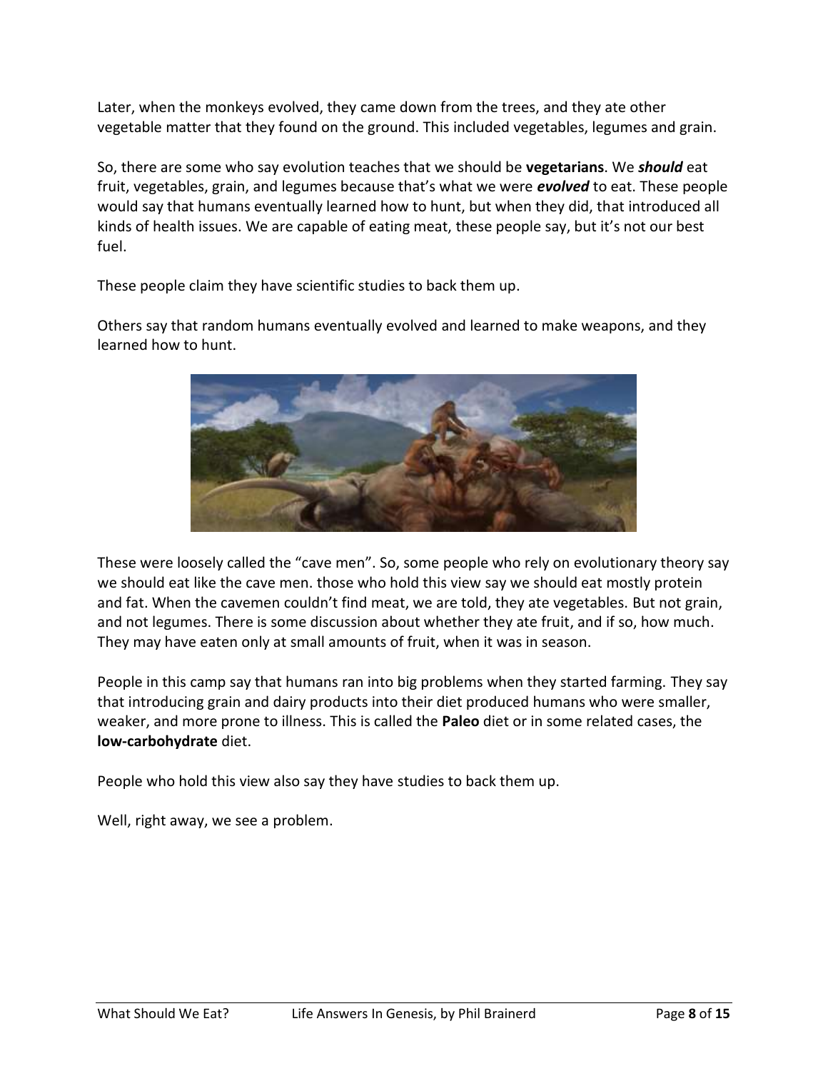Later, when the monkeys evolved, they came down from the trees, and they ate other vegetable matter that they found on the ground. This included vegetables, legumes and grain.

So, there are some who say evolution teaches that we should be **vegetarians**. We ***should*** eat fruit, vegetables, grain, and legumes because that's what we were ***evolved*** to eat. These people would say that humans eventually learned how to hunt, but when they did, that introduced all kinds of health issues. We are capable of eating meat, these people say, but it's not our best fuel.

These people claim they have scientific studies to back them up.

Others say that random humans eventually evolved and learned to make weapons, and they learned how to hunt.

These were loosely called the "cave men". So, some people who rely on evolutionary theory say we should eat like the cave men. those who hold this view say we should eat mostly protein and fat. When the cavemen couldn't find meat, we are told, they ate vegetables. But not grain, and not legumes. There is some discussion about whether they ate fruit, and if so, how much. They may have eaten only at small amounts of fruit, when it was in season.

People in this camp say that humans ran into big problems when they started farming. They say that introducing grain and dairy products into their diet produced humans who were smaller, weaker, and more prone to illness. This is called the **Paleo** diet or in some related cases, the **low-carbohydrate** diet.

People who hold this view also say they have studies to back them up.

Well, right away, we see a problem.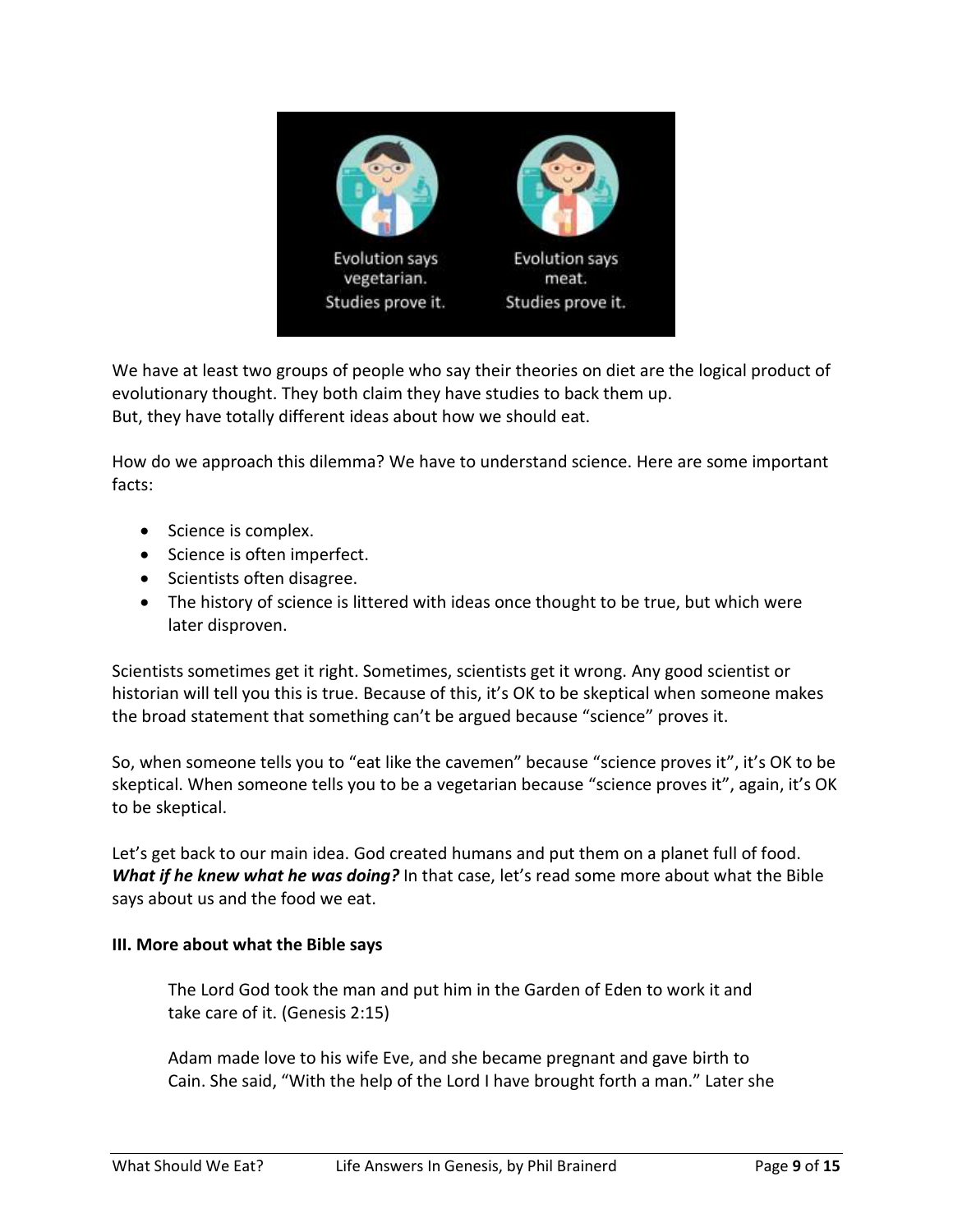Evolution says vegetarian. Studies prove it.

Evolution says meat. Studies prove it.

We have at least two groups of people who say their theories on diet are the logical product of evolutionary thought. They both claim they have studies to back them up.
But, they have totally different ideas about how we should eat.

How do we approach this dilemma? We have to understand science. Here are some important facts:

- Science is complex.
- Science is often imperfect.
- Scientists often disagree.
- The history of science is littered with ideas once thought to be true, but which were later disproven.

Scientists sometimes get it right. Sometimes, scientists get it wrong. Any good scientist or historian will tell you this is true. Because of this, it's OK to be skeptical when someone makes the broad statement that something can't be argued because "science" proves it.

So, when someone tells you to "eat like the cavemen" because "science proves it", it's OK to be skeptical. When someone tells you to be a vegetarian because "science proves it", again, it's OK to be skeptical.

Let's get back to our main idea. God created humans and put them on a planet full of food. ***What if he knew what he was doing?*** In that case, let's read some more about what the Bible says about us and the food we eat.

**III. More about what the Bible says**

> The Lord God took the man and put him in the Garden of Eden to work it and take care of it. (Genesis 2:15)
>
> Adam made love to his wife Eve, and she became pregnant and gave birth to Cain. She said, "With the help of the Lord I have brought forth a man." Later she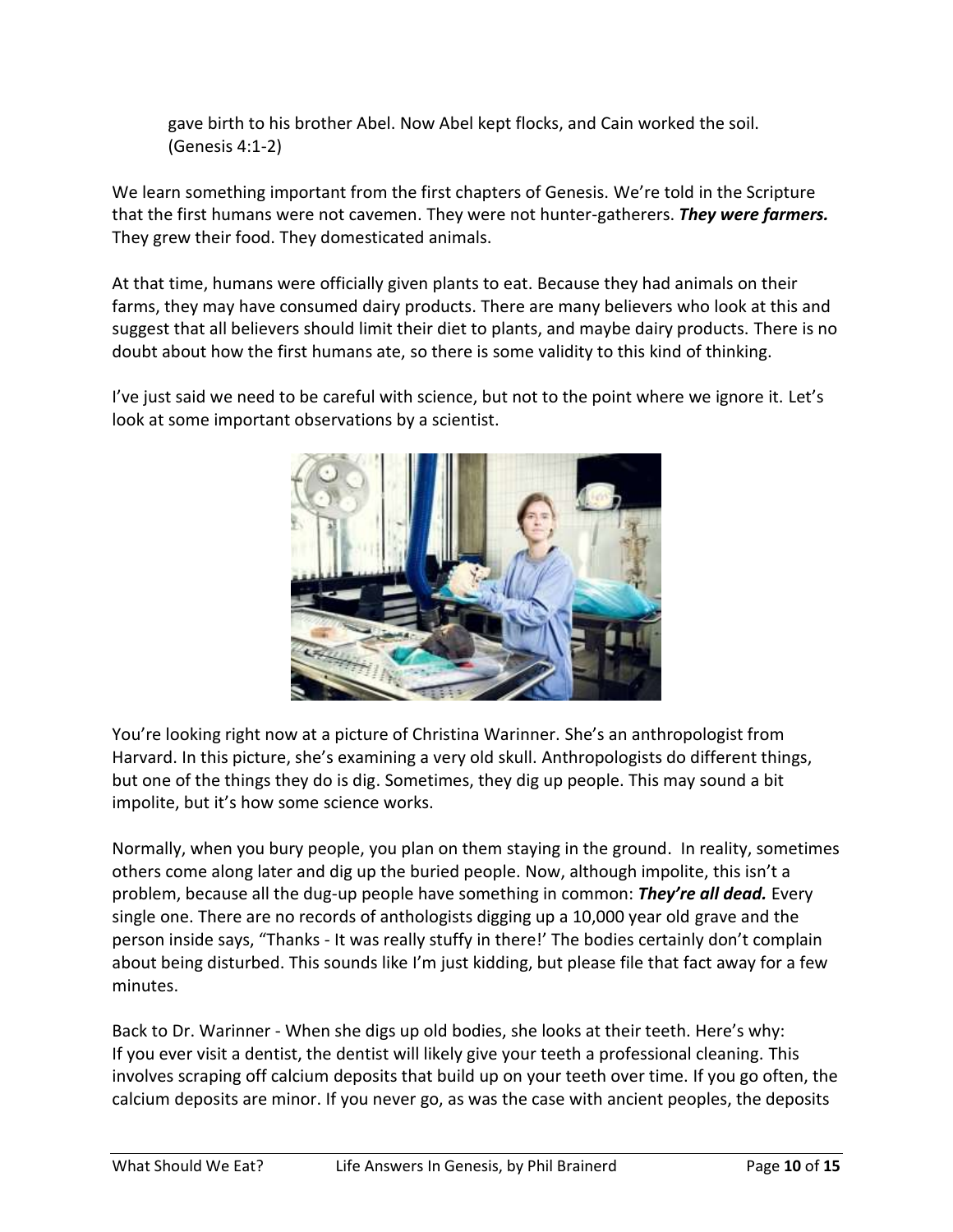gave birth to his brother Abel. Now Abel kept flocks, and Cain worked the soil. (Genesis 4:1-2)

We learn something important from the first chapters of Genesis. We're told in the Scripture that the first humans were not cavemen. They were not hunter-gatherers. ***They were farmers.*** They grew their food. They domesticated animals.

At that time, humans were officially given plants to eat. Because they had animals on their farms, they may have consumed dairy products. There are many believers who look at this and suggest that all believers should limit their diet to plants, and maybe dairy products. There is no doubt about how the first humans ate, so there is some validity to this kind of thinking.

I've just said we need to be careful with science, but not to the point where we ignore it. Let's look at some important observations by a scientist.

You're looking right now at a picture of Christina Warinner. She's an anthropologist from Harvard. In this picture, she's examining a very old skull. Anthropologists do different things, but one of the things they do is dig. Sometimes, they dig up people. This may sound a bit impolite, but it's how some science works.

Normally, when you bury people, you plan on them staying in the ground. In reality, sometimes others come along later and dig up the buried people. Now, although impolite, this isn't a problem, because all the dug-up people have something in common: ***They're all dead.*** Every single one. There are no records of anthologists digging up a 10,000 year old grave and the person inside says, "Thanks - It was really stuffy in there!' The bodies certainly don't complain about being disturbed. This sounds like I'm just kidding, but please file that fact away for a few minutes.

Back to Dr. Warinner - When she digs up old bodies, she looks at their teeth. Here's why: If you ever visit a dentist, the dentist will likely give your teeth a professional cleaning. This involves scraping off calcium deposits that build up on your teeth over time. If you go often, the calcium deposits are minor. If you never go, as was the case with ancient peoples, the deposits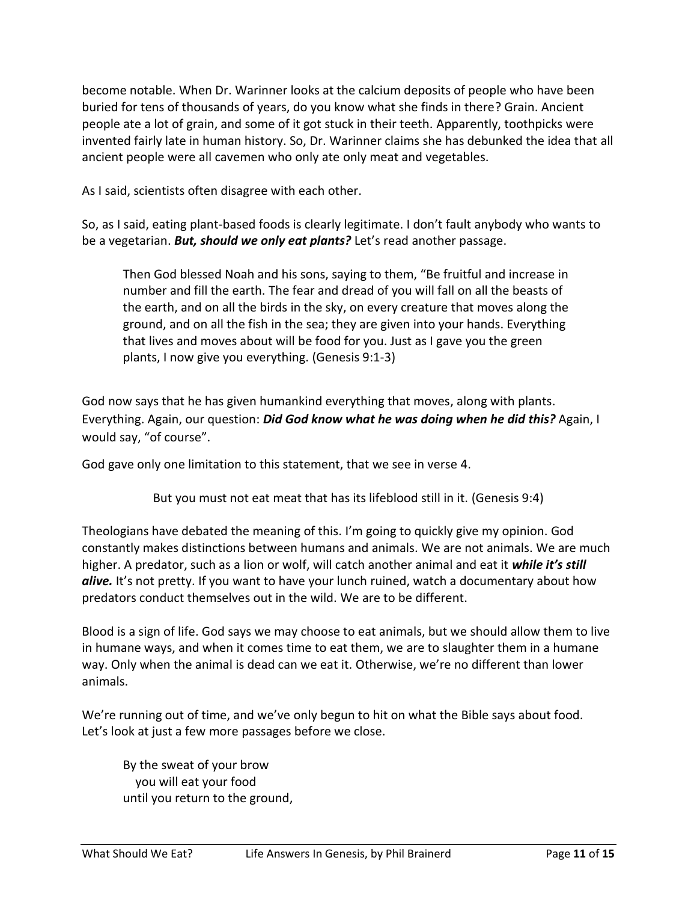become notable. When Dr. Warinner looks at the calcium deposits of people who have been buried for tens of thousands of years, do you know what she finds in there? Grain. Ancient people ate a lot of grain, and some of it got stuck in their teeth. Apparently, toothpicks were invented fairly late in human history. So, Dr. Warinner claims she has debunked the idea that all ancient people were all cavemen who only ate only meat and vegetables.

As I said, scientists often disagree with each other.

So, as I said, eating plant-based foods is clearly legitimate. I don't fault anybody who wants to be a vegetarian. ***But, should we only eat plants?*** Let's read another passage.

> Then God blessed Noah and his sons, saying to them, "Be fruitful and increase in number and fill the earth. The fear and dread of you will fall on all the beasts of the earth, and on all the birds in the sky, on every creature that moves along the ground, and on all the fish in the sea; they are given into your hands. Everything that lives and moves about will be food for you. Just as I gave you the green plants, I now give you everything. (Genesis 9:1-3)

God now says that he has given humankind everything that moves, along with plants. Everything. Again, our question: ***Did God know what he was doing when he did this?*** Again, I would say, "of course".

God gave only one limitation to this statement, that we see in verse 4.

> But you must not eat meat that has its lifeblood still in it. (Genesis 9:4)

Theologians have debated the meaning of this. I'm going to quickly give my opinion. God constantly makes distinctions between humans and animals. We are not animals. We are much higher. A predator, such as a lion or wolf, will catch another animal and eat it ***while it's still alive.*** It's not pretty. If you want to have your lunch ruined, watch a documentary about how predators conduct themselves out in the wild. We are to be different.

Blood is a sign of life. God says we may choose to eat animals, but we should allow them to live in humane ways, and when it comes time to eat them, we are to slaughter them in a humane way. Only when the animal is dead can we eat it. Otherwise, we're no different than lower animals.

We're running out of time, and we've only begun to hit on what the Bible says about food. Let's look at just a few more passages before we close.

> By the sweat of your brow
> you will eat your food
> until you return to the ground,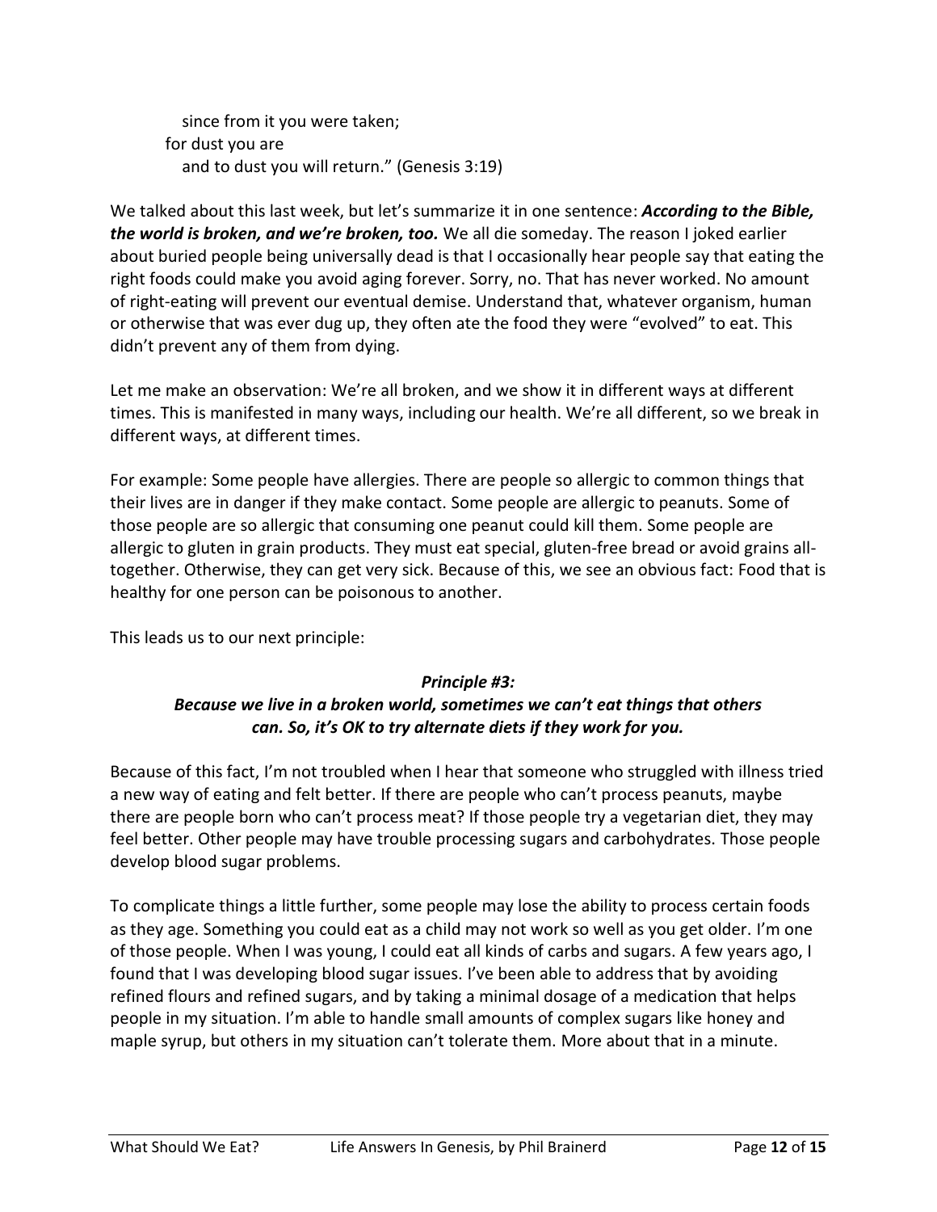since from it you were taken;
for dust you are
and to dust you will return." (Genesis 3:19)

We talked about this last week, but let's summarize it in one sentence: ***According to the Bible, the world is broken, and we're broken, too.*** We all die someday. The reason I joked earlier about buried people being universally dead is that I occasionally hear people say that eating the right foods could make you avoid aging forever. Sorry, no. That has never worked. No amount of right-eating will prevent our eventual demise. Understand that, whatever organism, human or otherwise that was ever dug up, they often ate the food they were "evolved" to eat. This didn't prevent any of them from dying.

Let me make an observation: We're all broken, and we show it in different ways at different times. This is manifested in many ways, including our health. We're all different, so we break in different ways, at different times.

For example: Some people have allergies. There are people so allergic to common things that their lives are in danger if they make contact. Some people are allergic to peanuts. Some of those people are so allergic that consuming one peanut could kill them. Some people are allergic to gluten in grain products. They must eat special, gluten-free bread or avoid grains all-together. Otherwise, they can get very sick. Because of this, we see an obvious fact: Food that is healthy for one person can be poisonous to another.

This leads us to our next principle:

***Principle #3:***
***Because we live in a broken world, sometimes we can't eat things that others can. So, it's OK to try alternate diets if they work for you.***

Because of this fact, I'm not troubled when I hear that someone who struggled with illness tried a new way of eating and felt better. If there are people who can't process peanuts, maybe there are people born who can't process meat? If those people try a vegetarian diet, they may feel better. Other people may have trouble processing sugars and carbohydrates. Those people develop blood sugar problems.

To complicate things a little further, some people may lose the ability to process certain foods as they age. Something you could eat as a child may not work so well as you get older. I'm one of those people. When I was young, I could eat all kinds of carbs and sugars. A few years ago, I found that I was developing blood sugar issues. I've been able to address that by avoiding refined flours and refined sugars, and by taking a minimal dosage of a medication that helps people in my situation. I'm able to handle small amounts of complex sugars like honey and maple syrup, but others in my situation can't tolerate them. More about that in a minute.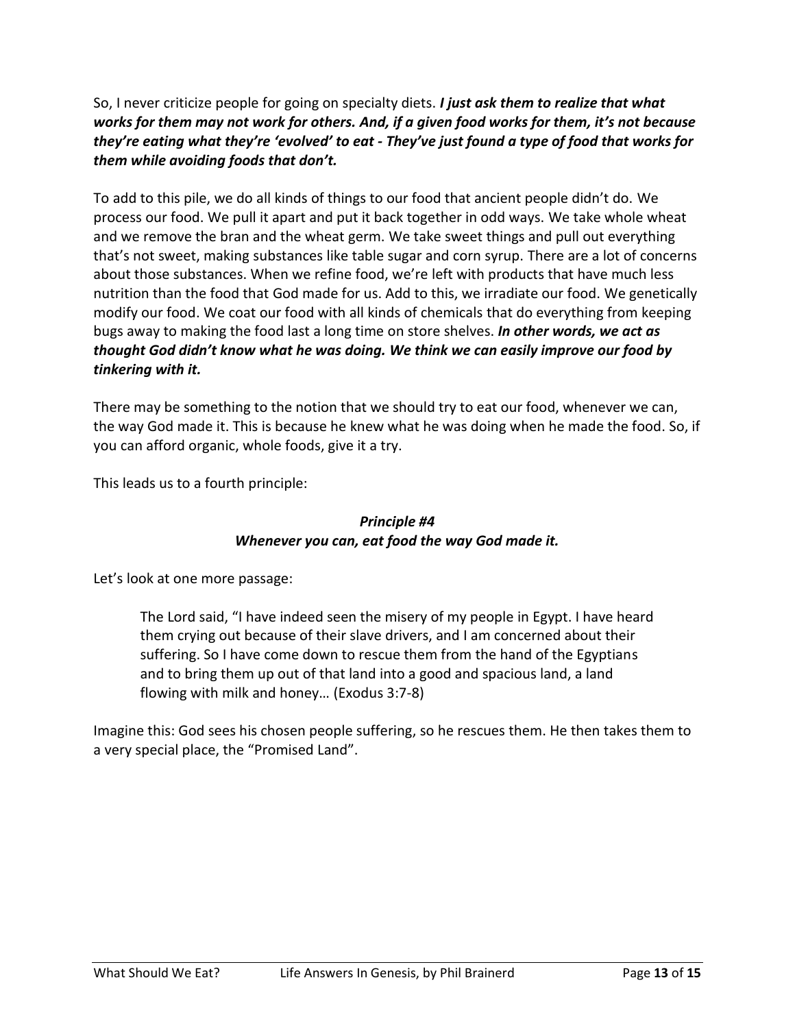So, I never criticize people for going on specialty diets. ***I just ask them to realize that what works for them may not work for others. And, if a given food works for them, it's not because they're eating what they're 'evolved' to eat - They've just found a type of food that works for them while avoiding foods that don't.***

To add to this pile, we do all kinds of things to our food that ancient people didn't do. We process our food. We pull it apart and put it back together in odd ways. We take whole wheat and we remove the bran and the wheat germ. We take sweet things and pull out everything that's not sweet, making substances like table sugar and corn syrup. There are a lot of concerns about those substances. When we refine food, we're left with products that have much less nutrition than the food that God made for us. Add to this, we irradiate our food. We genetically modify our food. We coat our food with all kinds of chemicals that do everything from keeping bugs away to making the food last a long time on store shelves. ***In other words, we act as thought God didn't know what he was doing. We think we can easily improve our food by tinkering with it.***

There may be something to the notion that we should try to eat our food, whenever we can, the way God made it. This is because he knew what he was doing when he made the food. So, if you can afford organic, whole foods, give it a try.

This leads us to a fourth principle:

***Principle #4***
***Whenever you can, eat food the way God made it.***

Let's look at one more passage:

> The Lord said, "I have indeed seen the misery of my people in Egypt. I have heard them crying out because of their slave drivers, and I am concerned about their suffering. So I have come down to rescue them from the hand of the Egyptians and to bring them up out of that land into a good and spacious land, a land flowing with milk and honey… (Exodus 3:7-8)

Imagine this: God sees his chosen people suffering, so he rescues them. He then takes them to a very special place, the "Promised Land".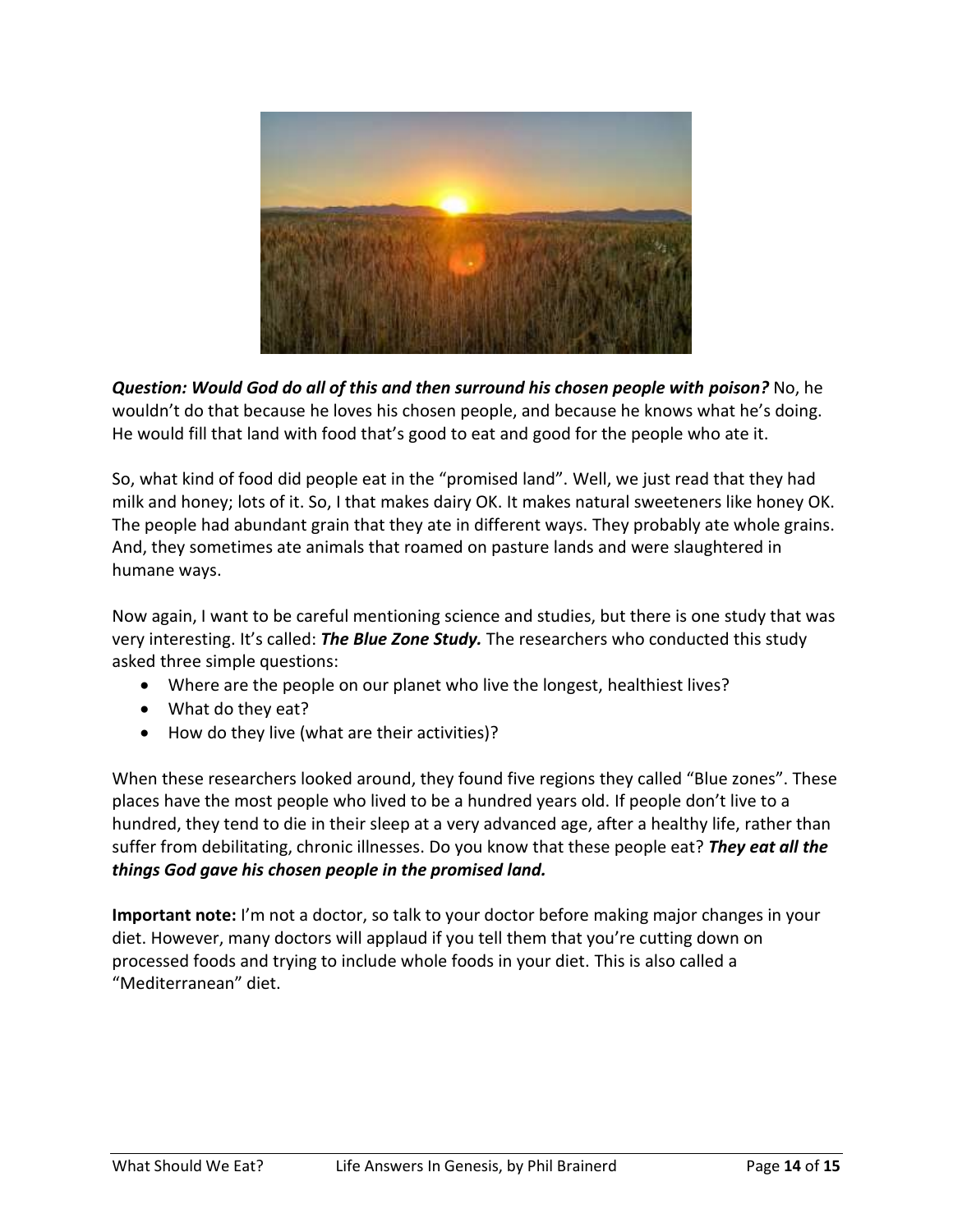***Question: Would God do all of this and then surround his chosen people with poison?*** No, he wouldn't do that because he loves his chosen people, and because he knows what he's doing. He would fill that land with food that's good to eat and good for the people who ate it.

So, what kind of food did people eat in the "promised land". Well, we just read that they had milk and honey; lots of it. So, I that makes dairy OK. It makes natural sweeteners like honey OK. The people had abundant grain that they ate in different ways. They probably ate whole grains. And, they sometimes ate animals that roamed on pasture lands and were slaughtered in humane ways.

Now again, I want to be careful mentioning science and studies, but there is one study that was very interesting. It's called: ***The Blue Zone Study.*** The researchers who conducted this study asked three simple questions:

- Where are the people on our planet who live the longest, healthiest lives?
- What do they eat?
- How do they live (what are their activities)?

When these researchers looked around, they found five regions they called "Blue zones". These places have the most people who lived to be a hundred years old. If people don't live to a hundred, they tend to die in their sleep at a very advanced age, after a healthy life, rather than suffer from debilitating, chronic illnesses. Do you know that these people eat? ***They eat all the things God gave his chosen people in the promised land.***

**Important note:** I'm not a doctor, so talk to your doctor before making major changes in your diet. However, many doctors will applaud if you tell them that you're cutting down on processed foods and trying to include whole foods in your diet. This is also called a "Mediterranean" diet.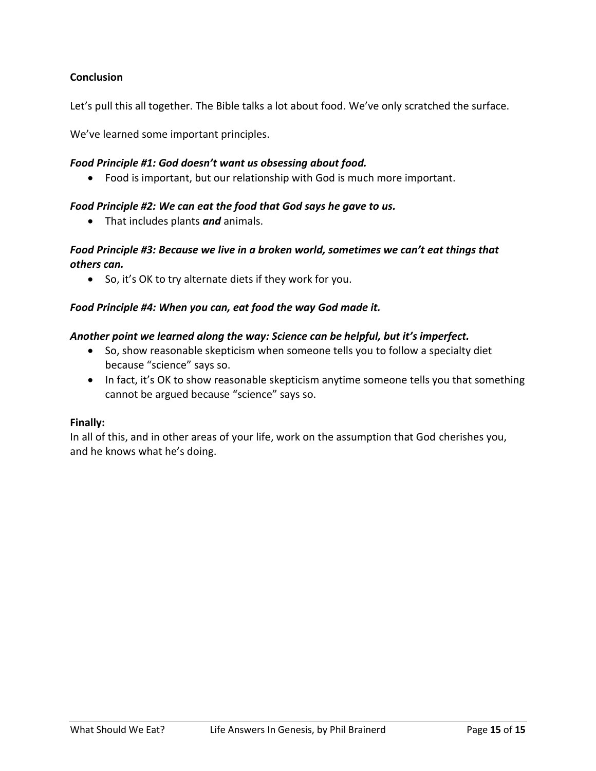**Conclusion**

Let's pull this all together. The Bible talks a lot about food. We've only scratched the surface.

We've learned some important principles.

***Food Principle #1: God doesn't want us obsessing about food.***

- Food is important, but our relationship with God is much more important.

***Food Principle #2: We can eat the food that God says he gave to us.***

- That includes plants ***and*** animals.

***Food Principle #3: Because we live in a broken world, sometimes we can't eat things that others can.***

- So, it's OK to try alternate diets if they work for you.

***Food Principle #4: When you can, eat food the way God made it.***

***Another point we learned along the way: Science can be helpful, but it's imperfect.***

- So, show reasonable skepticism when someone tells you to follow a specialty diet because "science" says so.
- In fact, it's OK to show reasonable skepticism anytime someone tells you that something cannot be argued because "science" says so.

**Finally:**
In all of this, and in other areas of your life, work on the assumption that God cherishes you, and he knows what he's doing.